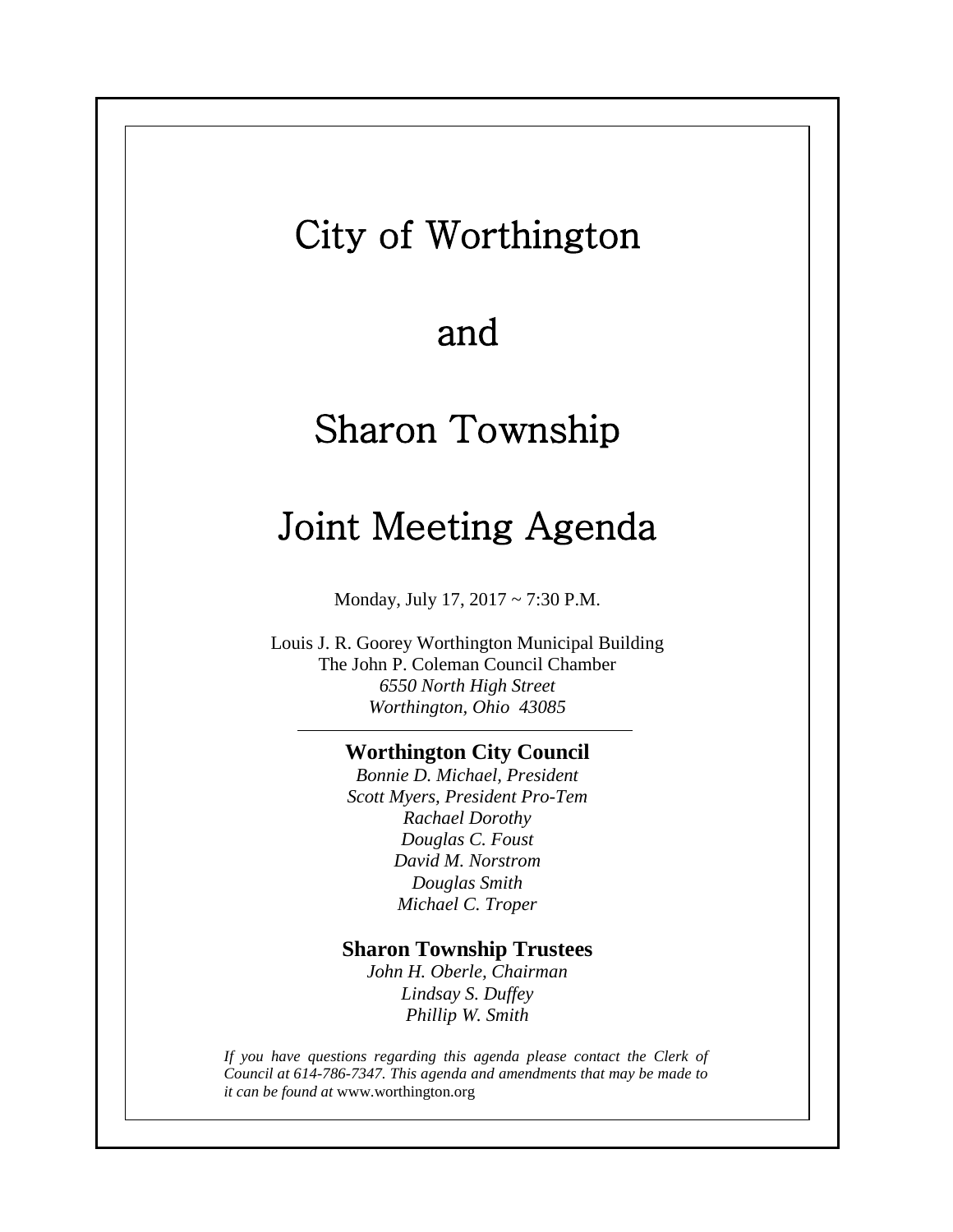# City of Worthington

# and

# Sharon Township

# Joint Meeting Agenda

Monday, July 17, 2017 ~ 7:30 P.M.

Louis J. R. Goorey Worthington Municipal Building
The John P. Coleman Council Chamber
*6550 North High Street*
*Worthington, Ohio 43085*

---

**Worthington City Council**

*Bonnie D. Michael, President*
*Scott Myers, President Pro-Tem*
*Rachael Dorothy*
*Douglas C. Foust*
*David M. Norstrom*
*Douglas Smith*
*Michael C. Troper*

**Sharon Township Trustees**

*John H. Oberle, Chairman*
*Lindsay S. Duffey*
*Phillip W. Smith*

*If you have questions regarding this agenda please contact the Clerk of Council at 614-786-7347. This agenda and amendments that may be made to it can be found at* www.worthington.org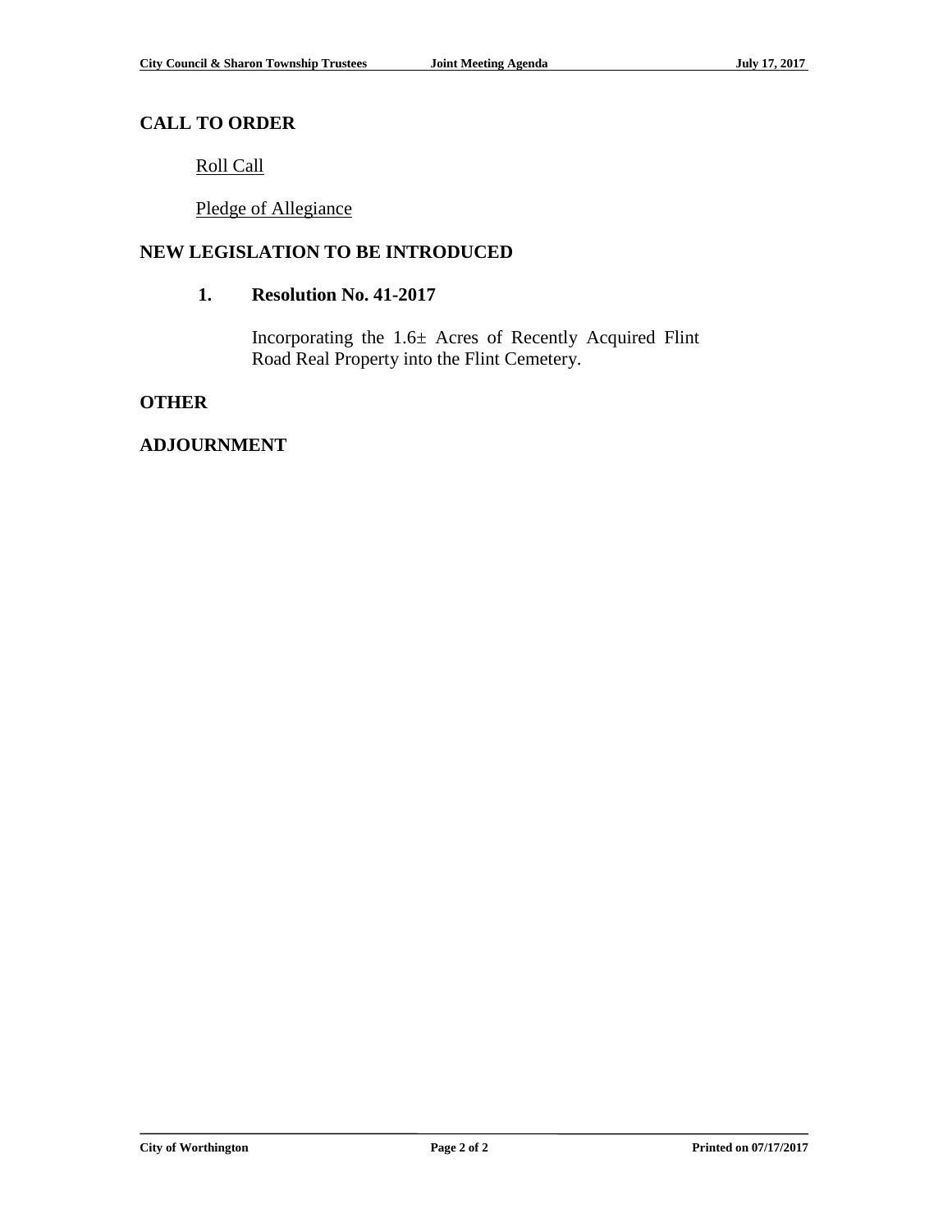## CALL TO ORDER

Roll Call

Pledge of Allegiance

## NEW LEGISLATION TO BE INTRODUCED

### 1. Resolution No. 41-2017

Incorporating the 1.6± Acres of Recently Acquired Flint Road Real Property into the Flint Cemetery.

## OTHER

## ADJOURNMENT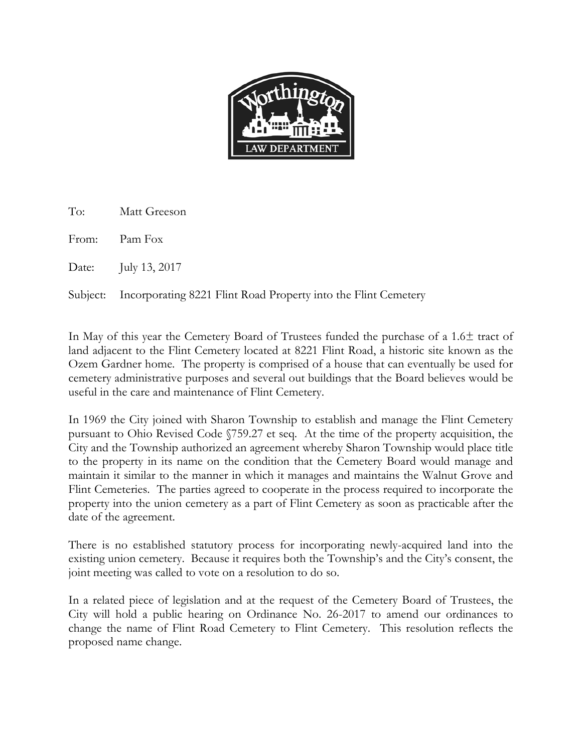**Worthington LAW DEPARTMENT**

To: Matt Greeson

From: Pam Fox

Date: July 13, 2017

Subject: Incorporating 8221 Flint Road Property into the Flint Cemetery

In May of this year the Cemetery Board of Trustees funded the purchase of a 1.6± tract of land adjacent to the Flint Cemetery located at 8221 Flint Road, a historic site known as the Ozem Gardner home. The property is comprised of a house that can eventually be used for cemetery administrative purposes and several out buildings that the Board believes would be useful in the care and maintenance of Flint Cemetery.

In 1969 the City joined with Sharon Township to establish and manage the Flint Cemetery pursuant to Ohio Revised Code §759.27 et seq. At the time of the property acquisition, the City and the Township authorized an agreement whereby Sharon Township would place title to the property in its name on the condition that the Cemetery Board would manage and maintain it similar to the manner in which it manages and maintains the Walnut Grove and Flint Cemeteries. The parties agreed to cooperate in the process required to incorporate the property into the union cemetery as a part of Flint Cemetery as soon as practicable after the date of the agreement.

There is no established statutory process for incorporating newly-acquired land into the existing union cemetery. Because it requires both the Township's and the City's consent, the joint meeting was called to vote on a resolution to do so.

In a related piece of legislation and at the request of the Cemetery Board of Trustees, the City will hold a public hearing on Ordinance No. 26-2017 to amend our ordinances to change the name of Flint Road Cemetery to Flint Cemetery. This resolution reflects the proposed name change.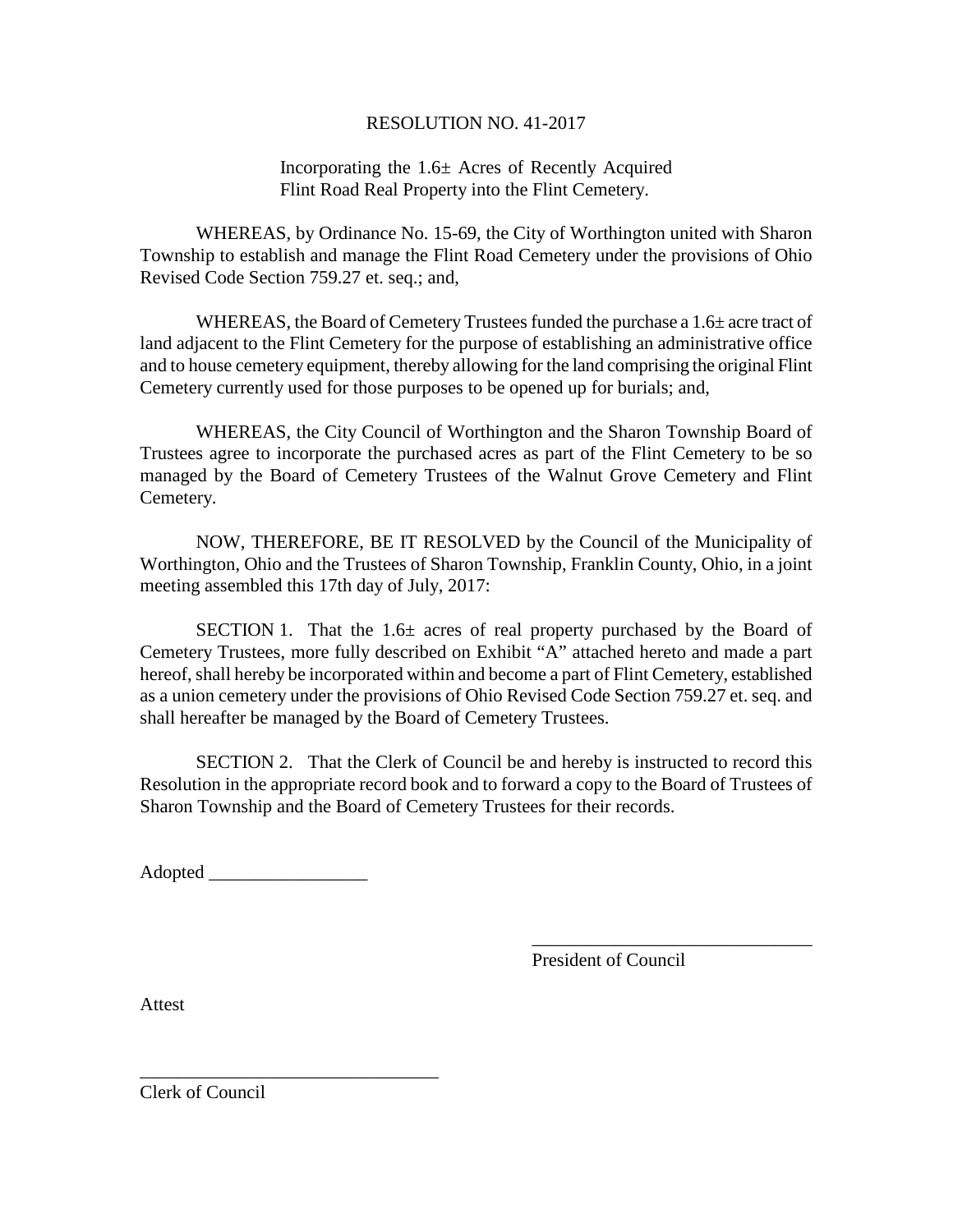# RESOLUTION NO. 41-2017

Incorporating the 1.6± Acres of Recently Acquired Flint Road Real Property into the Flint Cemetery.

WHEREAS, by Ordinance No. 15-69, the City of Worthington united with Sharon Township to establish and manage the Flint Road Cemetery under the provisions of Ohio Revised Code Section 759.27 et. seq.; and,

WHEREAS, the Board of Cemetery Trustees funded the purchase a 1.6± acre tract of land adjacent to the Flint Cemetery for the purpose of establishing an administrative office and to house cemetery equipment, thereby allowing for the land comprising the original Flint Cemetery currently used for those purposes to be opened up for burials; and,

WHEREAS, the City Council of Worthington and the Sharon Township Board of Trustees agree to incorporate the purchased acres as part of the Flint Cemetery to be so managed by the Board of Cemetery Trustees of the Walnut Grove Cemetery and Flint Cemetery.

NOW, THEREFORE, BE IT RESOLVED by the Council of the Municipality of Worthington, Ohio and the Trustees of Sharon Township, Franklin County, Ohio, in a joint meeting assembled this 17th day of July, 2017:

SECTION 1. That the 1.6± acres of real property purchased by the Board of Cemetery Trustees, more fully described on Exhibit "A" attached hereto and made a part hereof, shall hereby be incorporated within and become a part of Flint Cemetery, established as a union cemetery under the provisions of Ohio Revised Code Section 759.27 et. seq. and shall hereafter be managed by the Board of Cemetery Trustees.

SECTION 2. That the Clerk of Council be and hereby is instructed to record this Resolution in the appropriate record book and to forward a copy to the Board of Trustees of Sharon Township and the Board of Cemetery Trustees for their records.

Adopted _________________

_____________________________
President of Council

Attest

_________________________________
Clerk of Council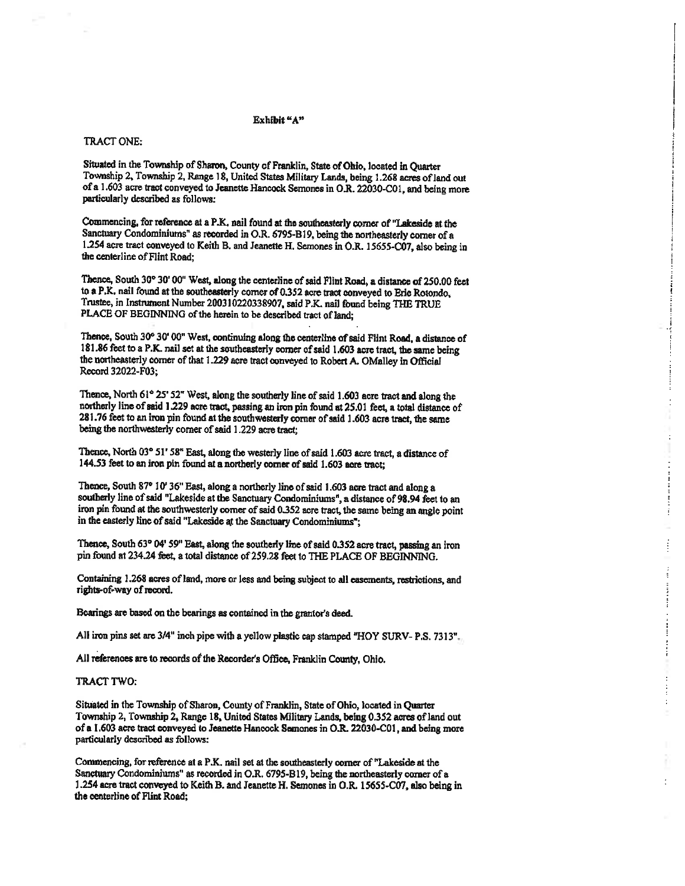**Exhibit "A"**

TRACT ONE:

Situated in the Township of Sharon, County of Franklin, State of Ohio, located in Quarter Township 2, Township 2, Range 18, United States Military Lands, being 1.268 acres of land out of a 1.603 acre tract conveyed to Jeanette Hancock Semones in O.R. 22030-C01, and being more particularly described as follows:

Commencing, for reference at a P.K. nail found at the southeasterly corner of "Lakeside at the Sanctuary Condominiums" as recorded in O.R. 6795-B19, being the northeasterly corner of a 1.254 acre tract conveyed to Keith B. and Jeanette H. Semones in O.R. 15655-C07, also being in the centerline of Flint Road;

Thence, South 30° 30' 00" West, along the centerline of said Flint Road, a distance of 250.00 feet to a P.K. nail found at the southeasterly corner of 0.352 acre tract conveyed to Eric Rotondo, Trustee, in Instrument Number 200310220338907, said P.K. nail found being THE TRUE PLACE OF BEGINNING of the herein to be described tract of land;

Thence, South 30° 30' 00" West, continuing along the centerline of said Flint Road, a distance of 181.86 feet to a P.K. nail set at the southeasterly corner of said 1.603 acre tract, the same being the northeasterly corner of that 1.229 acre tract conveyed to Robert A. OMalley in Official Record 32022-F03;

Thence, North 61° 25' 52" West, along the southerly line of said 1.603 acre tract and along the northerly line of said 1.229 acre tract, passing an iron pin found at 25.01 feet, a total distance of 281.76 feet to an iron pin found at the southwesterly corner of said 1.603 acre tract, the same being the northwesterly corner of said 1.229 acre tract;

Thence, North 03° 51' 58" East, along the westerly line of said 1.603 acre tract, a distance of 144.53 feet to an iron pin found at a northerly corner of said 1.603 acre tract;

Thence, South 87° 10' 36" East, along a northerly line of said 1.603 acre tract and along a southerly line of said "Lakeside at the Sanctuary Condominiums", a distance of 98.94 feet to an iron pin found at the southwesterly corner of said 0.352 acre tract, the same being an angle point in the easterly line of said "Lakeside at the Sanctuary Condominiums";

Thence, South 63° 04' 59" East, along the southerly line of said 0.352 acre tract, passing an iron pin found at 234.24 feet, a total distance of 259.28 feet to THE PLACE OF BEGINNING.

Containing 1.268 acres of land, more or less and being subject to all easements, restrictions, and rights-of-way of record.

Bearings are based on the bearings as contained in the grantor's deed.

All iron pins set are 3/4" inch pipe with a yellow plastic cap stamped "HOY SURV- P.S. 7313".

All references are to records of the Recorder's Office, Franklin County, Ohio.

TRACT TWO:

Situated in the Township of Sharon, County of Franklin, State of Ohio, located in Quarter Township 2, Township 2, Range 18, United States Military Lands, being 0.352 acres of land out of a 1.603 acre tract conveyed to Jeanette Hancock Semones in O.R. 22030-C01, and being more particularly described as follows:

Commencing, for reference at a P.K. nail set at the southeasterly corner of "Lakeside at the Sanctuary Condominiums" as recorded in O.R. 6795-B19, being the northeasterly corner of a 1.254 acre tract conveyed to Keith B. and Jeanette H. Semones in O.R. 15655-C07, also being in the centerline of Flint Road;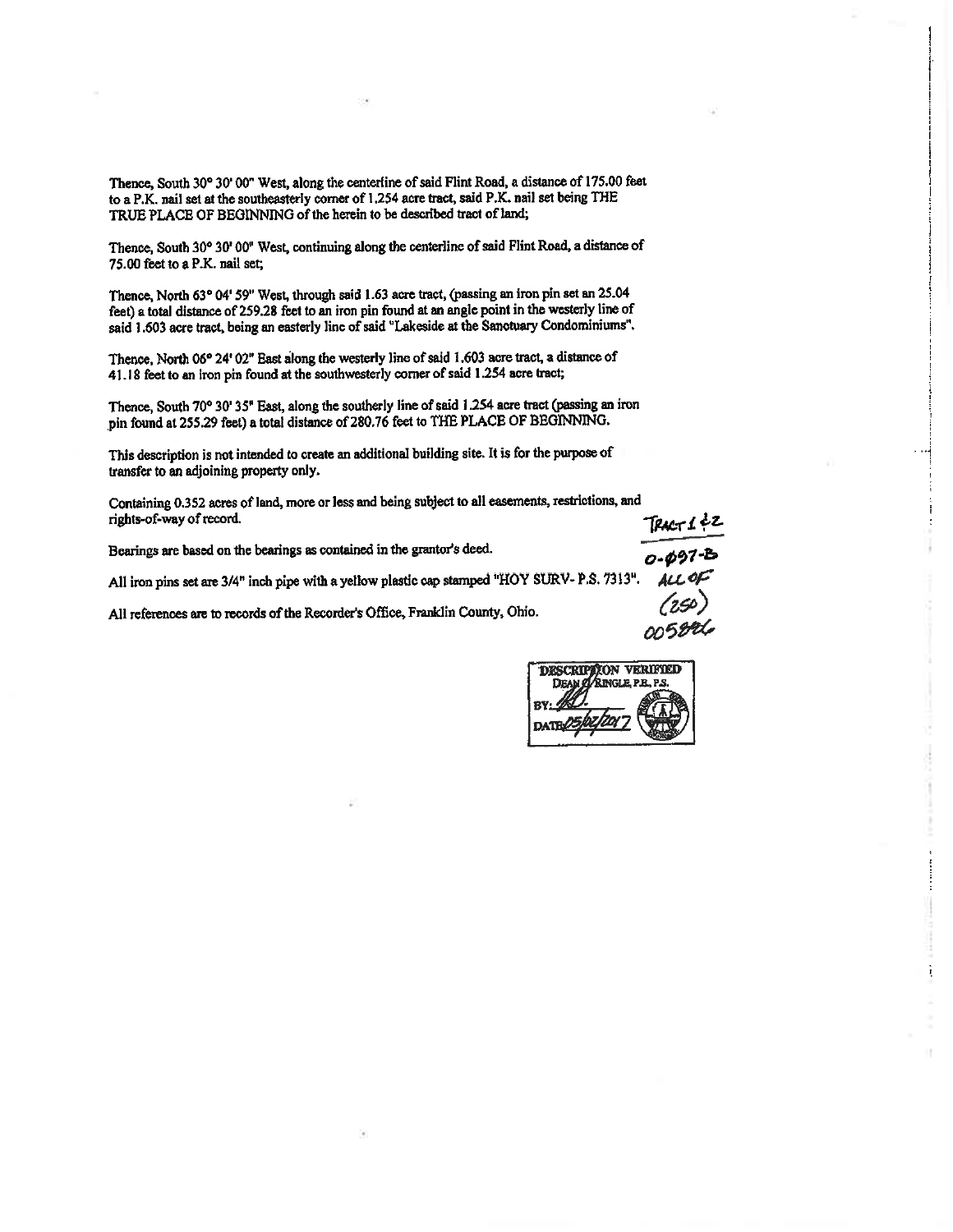Thence, South 30° 30' 00" West, along the centerline of said Flint Road, a distance of 175.00 feet to a P.K. nail set at the southeasterly corner of 1.254 acre tract, said P.K. nail set being THE TRUE PLACE OF BEGINNING of the herein to be described tract of land;

Thence, South 30° 30' 00" West, continuing along the centerline of said Flint Road, a distance of 75.00 feet to a P.K. nail set;

Thence, North 63° 04' 59" West, through said 1.63 acre tract, (passing an iron pin set an 25.04 feet) a total distance of 259.28 feet to an iron pin found at an angle point in the westerly line of said 1.603 acre tract, being an easterly line of said "Lakeside at the Sanctuary Condominiums".

Thence, North 06° 24' 02" East along the westerly line of said 1.603 acre tract, a distance of 41.18 feet to an iron pin found at the southwesterly corner of said 1.254 acre tract;

Thence, South 70° 30' 35" East, along the southerly line of said 1.254 acre tract (passing an iron pin found at 255.29 feet) a total distance of 280.76 feet to THE PLACE OF BEGINNING.

This description is not intended to create an additional building site. It is for the purpose of transfer to an adjoining property only.

Containing 0.352 acres of land, more or less and being subject to all easements, restrictions, and rights-of-way of record.

Bearings are based on the bearings as contained in the grantor's deed.

All iron pins set are 3/4" inch pipe with a yellow plastic cap stamped "HOY SURV- P.S. 7313".

All references are to records of the Recorder's Office, Franklin County, Ohio.

TRACT 1 & 2
0-097-B
ALL OF
(250)
005846

DESCRIPTION VERIFIED
DEAN C. RINGLE, P.E., P.S.
BY: 
DATE: 05/02/2017